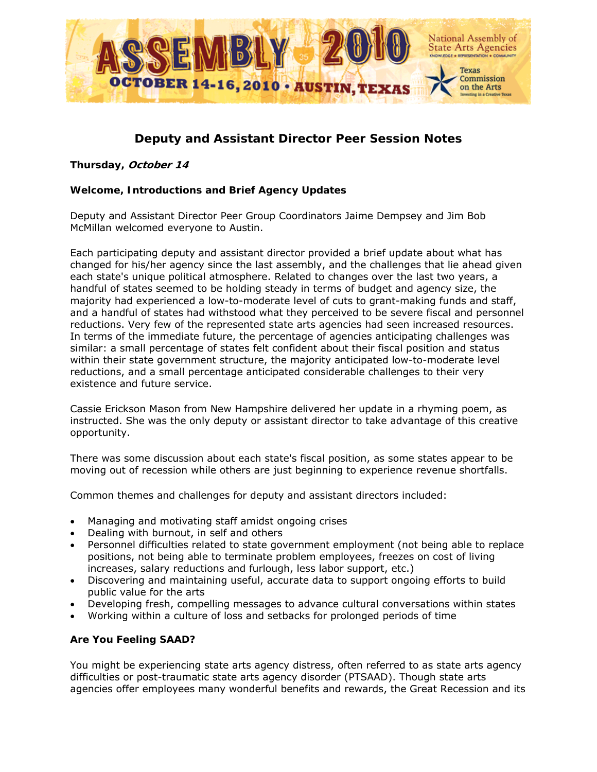# Deputy and Assistant Director Peer Session Notes

**Thursday, *October 14***

**Welcome, Introductions and Brief Agency Updates**

Deputy and Assistant Director Peer Group Coordinators Jaime Dempsey and Jim Bob McMillan welcomed everyone to Austin.

Each participating deputy and assistant director provided a brief update about what has changed for his/her agency since the last assembly, and the challenges that lie ahead given each state's unique political atmosphere. Related to changes over the last two years, a handful of states seemed to be holding steady in terms of budget and agency size, the majority had experienced a low-to-moderate level of cuts to grant-making funds and staff, and a handful of states had withstood what they perceived to be severe fiscal and personnel reductions. Very few of the represented state arts agencies had seen increased resources. In terms of the immediate future, the percentage of agencies anticipating challenges was similar: a small percentage of states felt confident about their fiscal position and status within their state government structure, the majority anticipated low-to-moderate level reductions, and a small percentage anticipated considerable challenges to their very existence and future service.

Cassie Erickson Mason from New Hampshire delivered her update in a rhyming poem, as instructed. She was the only deputy or assistant director to take advantage of this creative opportunity.

There was some discussion about each state's fiscal position, as some states appear to be moving out of recession while others are just beginning to experience revenue shortfalls.

Common themes and challenges for deputy and assistant directors included:

- Managing and motivating staff amidst ongoing crises
- Dealing with burnout, in self and others
- Personnel difficulties related to state government employment (not being able to replace positions, not being able to terminate problem employees, freezes on cost of living increases, salary reductions and furlough, less labor support, etc.)
- Discovering and maintaining useful, accurate data to support ongoing efforts to build public value for the arts
- Developing fresh, compelling messages to advance cultural conversations within states
- Working within a culture of loss and setbacks for prolonged periods of time

**Are You Feeling SAAD?**

You might be experiencing state arts agency distress, often referred to as state arts agency difficulties or post-traumatic state arts agency disorder (PTSAAD). Though state arts agencies offer employees many wonderful benefits and rewards, the Great Recession and its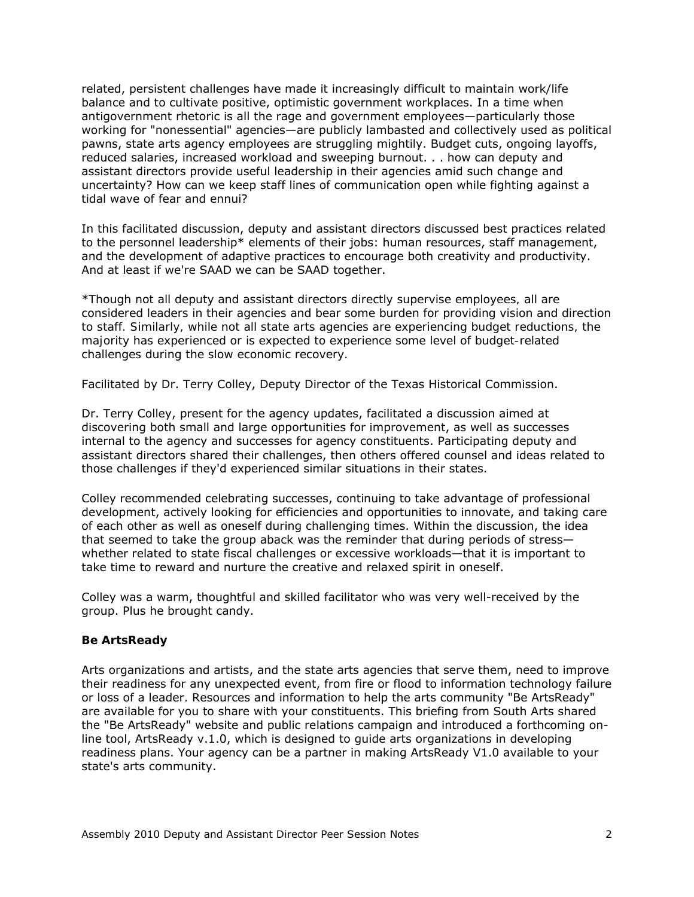related, persistent challenges have made it increasingly difficult to maintain work/life balance and to cultivate positive, optimistic government workplaces. In a time when antigovernment rhetoric is all the rage and government employees—particularly those working for "nonessential" agencies—are publicly lambasted and collectively used as political pawns, state arts agency employees are struggling mightily. Budget cuts, ongoing layoffs, reduced salaries, increased workload and sweeping burnout. . . how can deputy and assistant directors provide useful leadership in their agencies amid such change and uncertainty? How can we keep staff lines of communication open while fighting against a tidal wave of fear and ennui?

In this facilitated discussion, deputy and assistant directors discussed best practices related to the personnel leadership* elements of their jobs: human resources, staff management, and the development of adaptive practices to encourage both creativity and productivity. And at least if we're SAAD we can be SAAD together.

*Though not all deputy and assistant directors directly supervise employees, all are considered leaders in their agencies and bear some burden for providing vision and direction to staff. Similarly, while not all state arts agencies are experiencing budget reductions, the majority has experienced or is expected to experience some level of budget-related challenges during the slow economic recovery.

Facilitated by Dr. Terry Colley, Deputy Director of the Texas Historical Commission.

Dr. Terry Colley, present for the agency updates, facilitated a discussion aimed at discovering both small and large opportunities for improvement, as well as successes internal to the agency and successes for agency constituents. Participating deputy and assistant directors shared their challenges, then others offered counsel and ideas related to those challenges if they'd experienced similar situations in their states.

Colley recommended celebrating successes, continuing to take advantage of professional development, actively looking for efficiencies and opportunities to innovate, and taking care of each other as well as oneself during challenging times. Within the discussion, the idea that seemed to take the group aback was the reminder that during periods of stress—whether related to state fiscal challenges or excessive workloads—that it is important to take time to reward and nurture the creative and relaxed spirit in oneself.

Colley was a warm, thoughtful and skilled facilitator who was very well-received by the group. Plus he brought candy.

**Be ArtsReady**

Arts organizations and artists, and the state arts agencies that serve them, need to improve their readiness for any unexpected event, from fire or flood to information technology failure or loss of a leader. Resources and information to help the arts community "Be ArtsReady" are available for you to share with your constituents. This briefing from South Arts shared the "Be ArtsReady" website and public relations campaign and introduced a forthcoming on-line tool, ArtsReady v.1.0, which is designed to guide arts organizations in developing readiness plans. Your agency can be a partner in making ArtsReady V1.0 available to your state's arts community.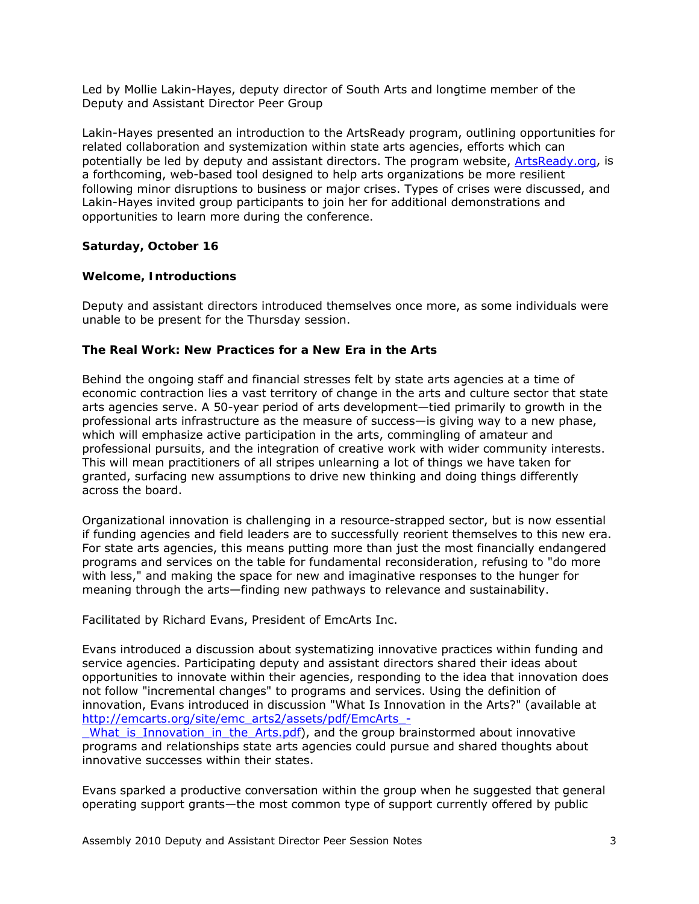Led by Mollie Lakin-Hayes, deputy director of South Arts and longtime member of the Deputy and Assistant Director Peer Group

Lakin-Hayes presented an introduction to the ArtsReady program, outlining opportunities for related collaboration and systemization within state arts agencies, efforts which can potentially be led by deputy and assistant directors. The program website, [ArtsReady.org](ArtsReady.org), is a forthcoming, web-based tool designed to help arts organizations be more resilient following minor disruptions to business or major crises. Types of crises were discussed, and Lakin-Hayes invited group participants to join her for additional demonstrations and opportunities to learn more during the conference.

**Saturday, October 16**

**Welcome, Introductions**

Deputy and assistant directors introduced themselves once more, as some individuals were unable to be present for the Thursday session.

**The Real Work: New Practices for a New Era in the Arts**

Behind the ongoing staff and financial stresses felt by state arts agencies at a time of economic contraction lies a vast territory of change in the arts and culture sector that state arts agencies serve. A 50-year period of arts development—tied primarily to growth in the professional arts infrastructure as the measure of success—is giving way to a new phase, which will emphasize active participation in the arts, commingling of amateur and professional pursuits, and the integration of creative work with wider community interests. This will mean practitioners of all stripes unlearning a lot of things we have taken for granted, surfacing new assumptions to drive new thinking and doing things differently across the board.

Organizational innovation is challenging in a resource-strapped sector, but is now essential if funding agencies and field leaders are to successfully reorient themselves to this new era. For state arts agencies, this means putting more than just the most financially endangered programs and services on the table for fundamental reconsideration, refusing to "do more with less," and making the space for new and imaginative responses to the hunger for meaning through the arts—finding new pathways to relevance and sustainability.

Facilitated by Richard Evans, President of EmcArts Inc.

Evans introduced a discussion about systematizing innovative practices within funding and service agencies. Participating deputy and assistant directors shared their ideas about opportunities to innovate within their agencies, responding to the idea that innovation does not follow "incremental changes" to programs and services. Using the definition of innovation, Evans introduced in discussion "What Is Innovation in the Arts?" (available at [http://emcarts.org/site/emc_arts2/assets/pdf/EmcArts_-_What_is_Innovation_in_the_Arts.pdf](http://emcarts.org/site/emc_arts2/assets/pdf/EmcArts_-_What_is_Innovation_in_the_Arts.pdf)), and the group brainstormed about innovative programs and relationships state arts agencies could pursue and shared thoughts about innovative successes within their states.

Evans sparked a productive conversation within the group when he suggested that general operating support grants—the most common type of support currently offered by public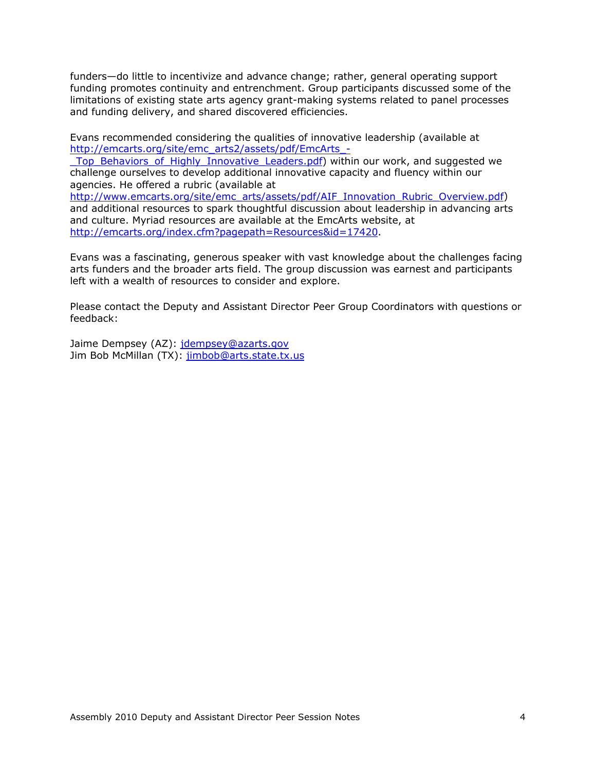funders—do little to incentivize and advance change; rather, general operating support funding promotes continuity and entrenchment. Group participants discussed some of the limitations of existing state arts agency grant-making systems related to panel processes and funding delivery, and shared discovered efficiencies.

Evans recommended considering the qualities of innovative leadership (available at http://emcarts.org/site/emc_arts2/assets/pdf/EmcArts_-_Top_Behaviors_of_Highly_Innovative_Leaders.pdf) within our work, and suggested we challenge ourselves to develop additional innovative capacity and fluency within our agencies. He offered a rubric (available at http://www.emcarts.org/site/emc_arts/assets/pdf/AIF_Innovation_Rubric_Overview.pdf) and additional resources to spark thoughtful discussion about leadership in advancing arts and culture. Myriad resources are available at the EmcArts website, at http://emcarts.org/index.cfm?pagepath=Resources&id=17420.

Evans was a fascinating, generous speaker with vast knowledge about the challenges facing arts funders and the broader arts field. The group discussion was earnest and participants left with a wealth of resources to consider and explore.

Please contact the Deputy and Assistant Director Peer Group Coordinators with questions or feedback:

Jaime Dempsey (AZ): jdempsey@azarts.gov
Jim Bob McMillan (TX): jimbob@arts.state.tx.us